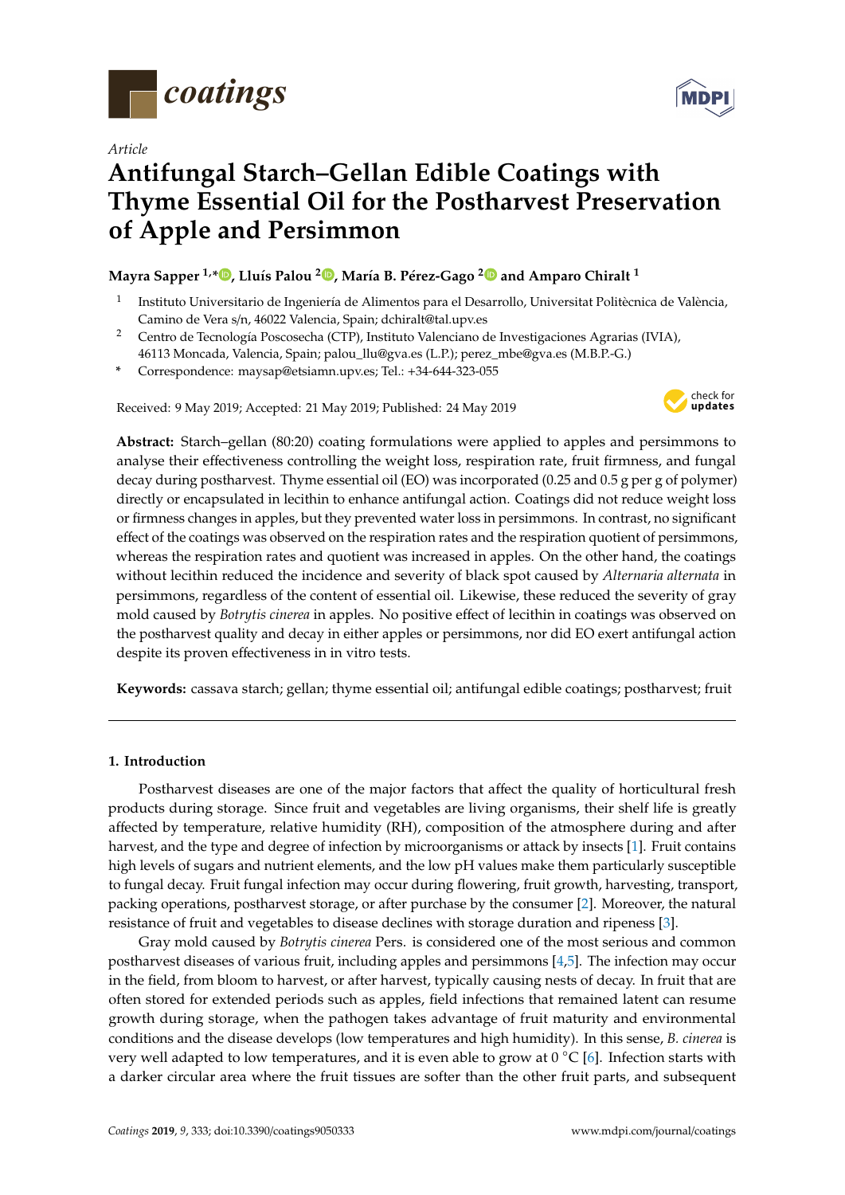*coatings*

Article

# Antifungal Starch–Gellan Edible Coatings with Thyme Essential Oil for the Postharvest Preservation of Apple and Persimmon

**Mayra Sapper [1,*], Lluís Palou [2], María B. Pérez-Gago [2] and Amparo Chiralt [1]**

[1] Instituto Universitario de Ingeniería de Alimentos para el Desarrollo, Universitat Politècnica de València, Camino de Vera s/n, 46022 Valencia, Spain; dchiralt@tal.upv.es

[2] Centro de Tecnología Poscosecha (CTP), Instituto Valenciano de Investigaciones Agrarias (IVIA), 46113 Moncada, Valencia, Spain; palou_llu@gva.es (L.P.); perez_mbe@gva.es (M.B.P.-G.)

\* Correspondence: maysap@etsiamn.upv.es; Tel.: +34-644-323-055

Received: 9 May 2019; Accepted: 21 May 2019; Published: 24 May 2019

**Abstract:** Starch–gellan (80:20) coating formulations were applied to apples and persimmons to analyse their effectiveness controlling the weight loss, respiration rate, fruit firmness, and fungal decay during postharvest. Thyme essential oil (EO) was incorporated (0.25 and 0.5 g per g of polymer) directly or encapsulated in lecithin to enhance antifungal action. Coatings did not reduce weight loss or firmness changes in apples, but they prevented water loss in persimmons. In contrast, no significant effect of the coatings was observed on the respiration rates and the respiration quotient of persimmons, whereas the respiration rates and quotient was increased in apples. On the other hand, the coatings without lecithin reduced the incidence and severity of black spot caused by *Alternaria alternata* in persimmons, regardless of the content of essential oil. Likewise, these reduced the severity of gray mold caused by *Botrytis cinerea* in apples. No positive effect of lecithin in coatings was observed on the postharvest quality and decay in either apples or persimmons, nor did EO exert antifungal action despite its proven effectiveness in in vitro tests.

**Keywords:** cassava starch; gellan; thyme essential oil; antifungal edible coatings; postharvest; fruit

## 1. Introduction

Postharvest diseases are one of the major factors that affect the quality of horticultural fresh products during storage. Since fruit and vegetables are living organisms, their shelf life is greatly affected by temperature, relative humidity (RH), composition of the atmosphere during and after harvest, and the type and degree of infection by microorganisms or attack by insects [1]. Fruit contains high levels of sugars and nutrient elements, and the low pH values make them particularly susceptible to fungal decay. Fruit fungal infection may occur during flowering, fruit growth, harvesting, transport, packing operations, postharvest storage, or after purchase by the consumer [2]. Moreover, the natural resistance of fruit and vegetables to disease declines with storage duration and ripeness [3].

Gray mold caused by *Botrytis cinerea* Pers. is considered one of the most serious and common postharvest diseases of various fruit, including apples and persimmons [4,5]. The infection may occur in the field, from bloom to harvest, or after harvest, typically causing nests of decay. In fruit that are often stored for extended periods such as apples, field infections that remained latent can resume growth during storage, when the pathogen takes advantage of fruit maturity and environmental conditions and the disease develops (low temperatures and high humidity). In this sense, *B. cinerea* is very well adapted to low temperatures, and it is even able to grow at 0 °C [6]. Infection starts with a darker circular area where the fruit tissues are softer than the other fruit parts, and subsequent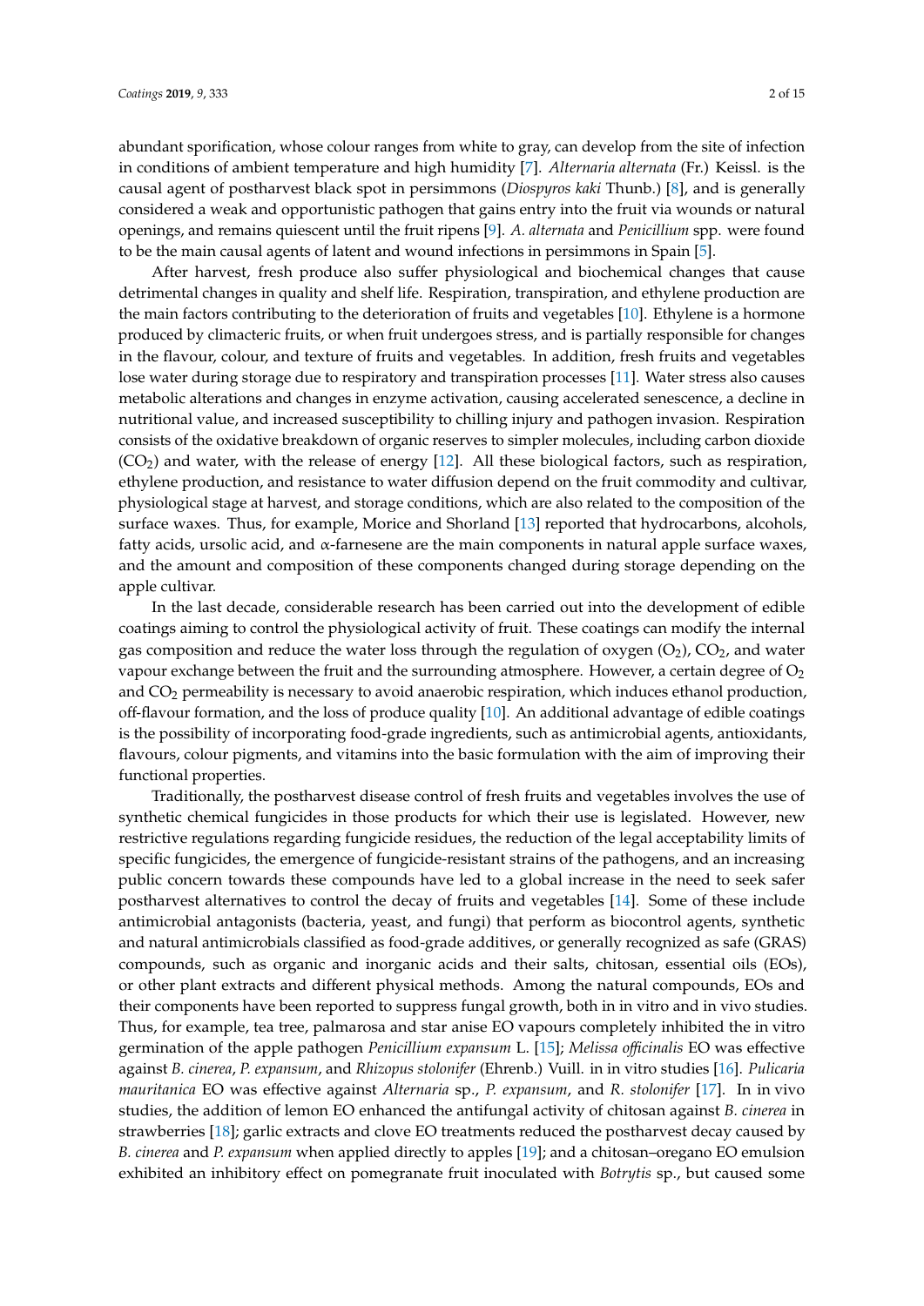abundant sporification, whose colour ranges from white to gray, can develop from the site of infection in conditions of ambient temperature and high humidity [7]. *Alternaria alternata* (Fr.) Keissl. is the causal agent of postharvest black spot in persimmons (*Diospyros kaki* Thunb.) [8], and is generally considered a weak and opportunistic pathogen that gains entry into the fruit via wounds or natural openings, and remains quiescent until the fruit ripens [9]. *A. alternata* and *Penicillium* spp. were found to be the main causal agents of latent and wound infections in persimmons in Spain [5].

After harvest, fresh produce also suffer physiological and biochemical changes that cause detrimental changes in quality and shelf life. Respiration, transpiration, and ethylene production are the main factors contributing to the deterioration of fruits and vegetables [10]. Ethylene is a hormone produced by climacteric fruits, or when fruit undergoes stress, and is partially responsible for changes in the flavour, colour, and texture of fruits and vegetables. In addition, fresh fruits and vegetables lose water during storage due to respiratory and transpiration processes [11]. Water stress also causes metabolic alterations and changes in enzyme activation, causing accelerated senescence, a decline in nutritional value, and increased susceptibility to chilling injury and pathogen invasion. Respiration consists of the oxidative breakdown of organic reserves to simpler molecules, including carbon dioxide ($CO_2$) and water, with the release of energy [12]. All these biological factors, such as respiration, ethylene production, and resistance to water diffusion depend on the fruit commodity and cultivar, physiological stage at harvest, and storage conditions, which are also related to the composition of the surface waxes. Thus, for example, Morice and Shorland [13] reported that hydrocarbons, alcohols, fatty acids, ursolic acid, and α-farnesene are the main components in natural apple surface waxes, and the amount and composition of these components changed during storage depending on the apple cultivar.

In the last decade, considerable research has been carried out into the development of edible coatings aiming to control the physiological activity of fruit. These coatings can modify the internal gas composition and reduce the water loss through the regulation of oxygen ($O_2$), $CO_2$, and water vapour exchange between the fruit and the surrounding atmosphere. However, a certain degree of $O_2$ and $CO_2$ permeability is necessary to avoid anaerobic respiration, which induces ethanol production, off-flavour formation, and the loss of produce quality [10]. An additional advantage of edible coatings is the possibility of incorporating food-grade ingredients, such as antimicrobial agents, antioxidants, flavours, colour pigments, and vitamins into the basic formulation with the aim of improving their functional properties.

Traditionally, the postharvest disease control of fresh fruits and vegetables involves the use of synthetic chemical fungicides in those products for which their use is legislated. However, new restrictive regulations regarding fungicide residues, the reduction of the legal acceptability limits of specific fungicides, the emergence of fungicide-resistant strains of the pathogens, and an increasing public concern towards these compounds have led to a global increase in the need to seek safer postharvest alternatives to control the decay of fruits and vegetables [14]. Some of these include antimicrobial antagonists (bacteria, yeast, and fungi) that perform as biocontrol agents, synthetic and natural antimicrobials classified as food-grade additives, or generally recognized as safe (GRAS) compounds, such as organic and inorganic acids and their salts, chitosan, essential oils (EOs), or other plant extracts and different physical methods. Among the natural compounds, EOs and their components have been reported to suppress fungal growth, both in in vitro and in vivo studies. Thus, for example, tea tree, palmarosa and star anise EO vapours completely inhibited the in vitro germination of the apple pathogen *Penicillium expansum* L. [15]; *Melissa officinalis* EO was effective against *B. cinerea*, *P. expansum*, and *Rhizopus stolonifer* (Ehrenb.) Vuill. in in vitro studies [16]. *Pulicaria mauritanica* EO was effective against *Alternaria* sp., *P. expansum*, and *R. stolonifer* [17]. In in vivo studies, the addition of lemon EO enhanced the antifungal activity of chitosan against *B. cinerea* in strawberries [18]; garlic extracts and clove EO treatments reduced the postharvest decay caused by *B. cinerea* and *P. expansum* when applied directly to apples [19]; and a chitosan–oregano EO emulsion exhibited an inhibitory effect on pomegranate fruit inoculated with *Botrytis* sp., but caused some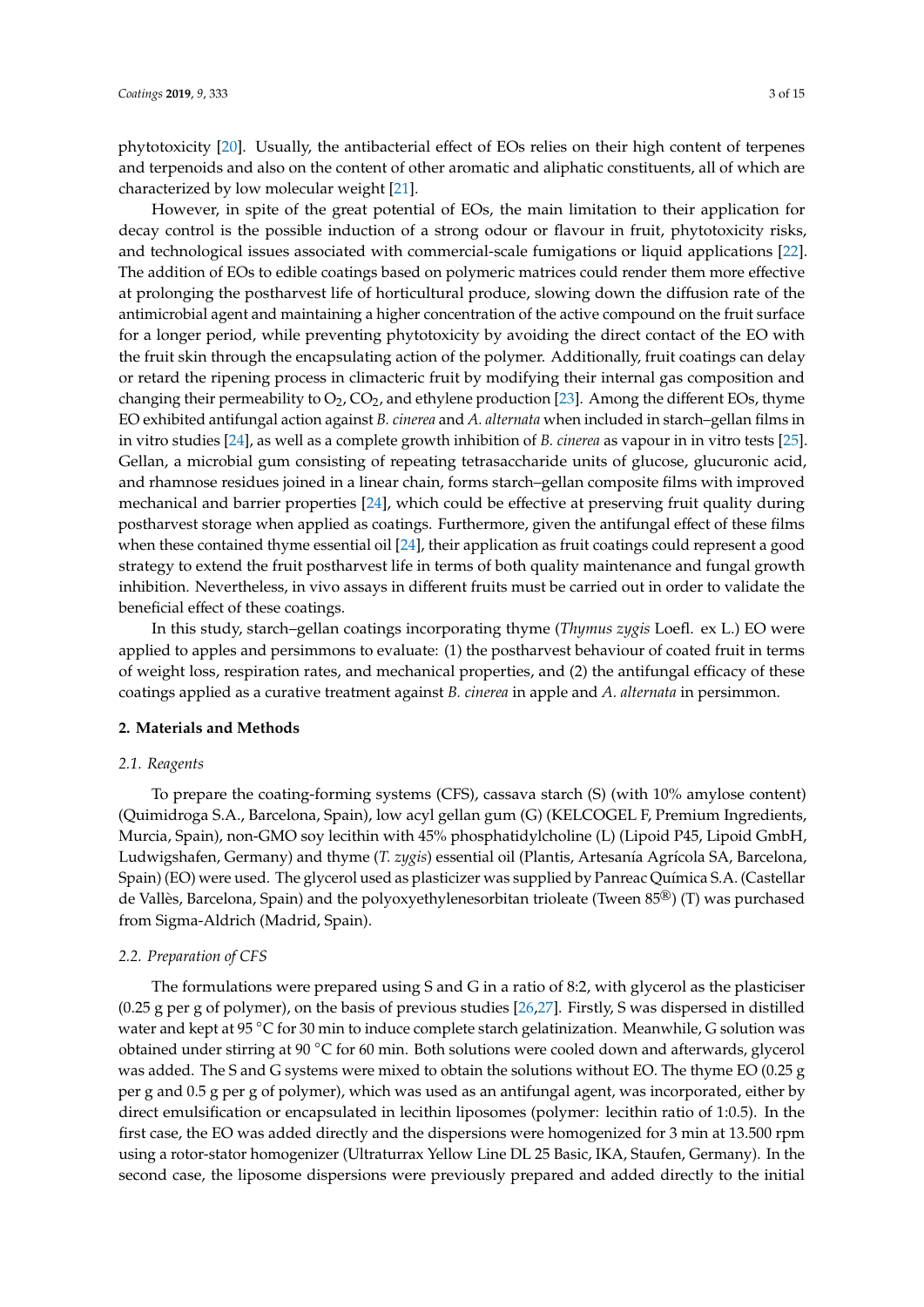phytotoxicity [20]. Usually, the antibacterial effect of EOs relies on their high content of terpenes and terpenoids and also on the content of other aromatic and aliphatic constituents, all of which are characterized by low molecular weight [21].

However, in spite of the great potential of EOs, the main limitation to their application for decay control is the possible induction of a strong odour or flavour in fruit, phytotoxicity risks, and technological issues associated with commercial-scale fumigations or liquid applications [22]. The addition of EOs to edible coatings based on polymeric matrices could render them more effective at prolonging the postharvest life of horticultural produce, slowing down the diffusion rate of the antimicrobial agent and maintaining a higher concentration of the active compound on the fruit surface for a longer period, while preventing phytotoxicity by avoiding the direct contact of the EO with the fruit skin through the encapsulating action of the polymer. Additionally, fruit coatings can delay or retard the ripening process in climacteric fruit by modifying their internal gas composition and changing their permeability to $O_2$, $CO_2$, and ethylene production [23]. Among the different EOs, thyme EO exhibited antifungal action against *B. cinerea* and *A. alternata* when included in starch–gellan films in in vitro studies [24], as well as a complete growth inhibition of *B. cinerea* as vapour in in vitro tests [25]. Gellan, a microbial gum consisting of repeating tetrasaccharide units of glucose, glucuronic acid, and rhamnose residues joined in a linear chain, forms starch–gellan composite films with improved mechanical and barrier properties [24], which could be effective at preserving fruit quality during postharvest storage when applied as coatings. Furthermore, given the antifungal effect of these films when these contained thyme essential oil [24], their application as fruit coatings could represent a good strategy to extend the fruit postharvest life in terms of both quality maintenance and fungal growth inhibition. Nevertheless, in vivo assays in different fruits must be carried out in order to validate the beneficial effect of these coatings.

In this study, starch–gellan coatings incorporating thyme (*Thymus zygis* Loefl. ex L.) EO were applied to apples and persimmons to evaluate: (1) the postharvest behaviour of coated fruit in terms of weight loss, respiration rates, and mechanical properties, and (2) the antifungal efficacy of these coatings applied as a curative treatment against *B. cinerea* in apple and *A. alternata* in persimmon.

## 2. Materials and Methods

### 2.1. Reagents

To prepare the coating-forming systems (CFS), cassava starch (S) (with 10% amylose content) (Quimidroga S.A., Barcelona, Spain), low acyl gellan gum (G) (KELCOGEL F, Premium Ingredients, Murcia, Spain), non-GMO soy lecithin with 45% phosphatidylcholine (L) (Lipoid P45, Lipoid GmbH, Ludwigshafen, Germany) and thyme (*T. zygis*) essential oil (Plantis, Artesanía Agrícola SA, Barcelona, Spain) (EO) were used. The glycerol used as plasticizer was supplied by Panreac Química S.A. (Castellar de Vallès, Barcelona, Spain) and the polyoxyethylenesorbitan trioleate (Tween 85®) (T) was purchased from Sigma-Aldrich (Madrid, Spain).

### 2.2. Preparation of CFS

The formulations were prepared using S and G in a ratio of 8:2, with glycerol as the plasticiser (0.25 g per g of polymer), on the basis of previous studies [26,27]. Firstly, S was dispersed in distilled water and kept at 95 °C for 30 min to induce complete starch gelatinization. Meanwhile, G solution was obtained under stirring at 90 °C for 60 min. Both solutions were cooled down and afterwards, glycerol was added. The S and G systems were mixed to obtain the solutions without EO. The thyme EO (0.25 g per g and 0.5 g per g of polymer), which was used as an antifungal agent, was incorporated, either by direct emulsification or encapsulated in lecithin liposomes (polymer: lecithin ratio of 1:0.5). In the first case, the EO was added directly and the dispersions were homogenized for 3 min at 13.500 rpm using a rotor-stator homogenizer (Ultraturrax Yellow Line DL 25 Basic, IKA, Staufen, Germany). In the second case, the liposome dispersions were previously prepared and added directly to the initial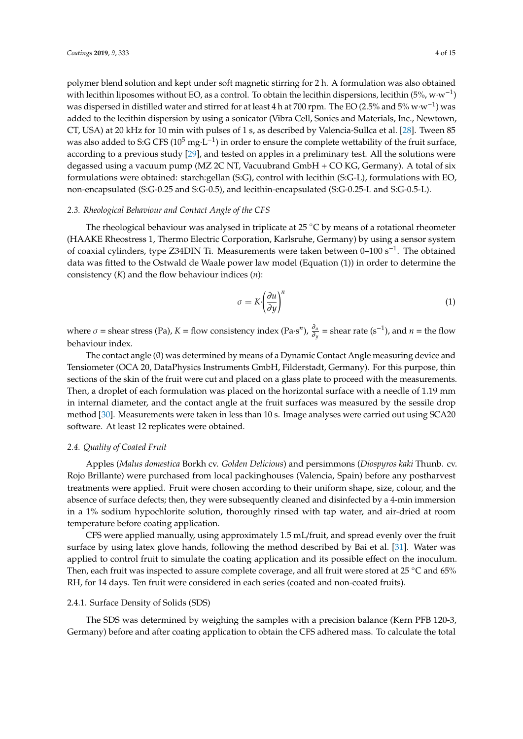polymer blend solution and kept under soft magnetic stirring for 2 h. A formulation was also obtained with lecithin liposomes without EO, as a control. To obtain the lecithin dispersions, lecithin (5%, $w \cdot w^{-1}$) was dispersed in distilled water and stirred for at least 4 h at 700 rpm. The EO (2.5% and 5% $w \cdot w^{-1}$) was added to the lecithin dispersion by using a sonicator (Vibra Cell, Sonics and Materials, Inc., Newtown, CT, USA) at 20 kHz for 10 min with pulses of 1 s, as described by Valencia-Sullca et al. [28]. Tween 85 was also added to S:G CFS ($10^5$ $mg \cdot L^{-1}$) in order to ensure the complete wettability of the fruit surface, according to a previous study [29], and tested on apples in a preliminary test. All the solutions were degassed using a vacuum pump (MZ 2C NT, Vacuubrand GmbH + CO KG, Germany). A total of six formulations were obtained: starch:gellan (S:G), control with lecithin (S:G-L), formulations with EO, non-encapsulated (S:G-0.25 and S:G-0.5), and lecithin-encapsulated (S:G-0.25-L and S:G-0.5-L).

### 2.3. Rheological Behaviour and Contact Angle of the CFS

The rheological behaviour was analysed in triplicate at 25 °C by means of a rotational rheometer (HAAKE Rheostress 1, Thermo Electric Corporation, Karlsruhe, Germany) by using a sensor system of coaxial cylinders, type Z34DIN Ti. Measurements were taken between 0–100 $s^{-1}$. The obtained data was fitted to the Ostwald de Waale power law model (Equation (1)) in order to determine the consistency ($K$) and the flow behaviour indices ($n$):

$$\sigma = K \cdot \left( \frac{\partial u}{\partial y} \right)^n \tag{1}$$

where $\sigma$ = shear stress (Pa), $K$ = flow consistency index ($Pa \cdot s^n$), $\frac{\partial u}{\partial y}$ = shear rate ($s^{-1}$), and $n$ = the flow behaviour index.

The contact angle (θ) was determined by means of a Dynamic Contact Angle measuring device and Tensiometer (OCA 20, DataPhysics Instruments GmbH, Filderstadt, Germany). For this purpose, thin sections of the skin of the fruit were cut and placed on a glass plate to proceed with the measurements. Then, a droplet of each formulation was placed on the horizontal surface with a needle of 1.19 mm in internal diameter, and the contact angle at the fruit surfaces was measured by the sessile drop method [30]. Measurements were taken in less than 10 s. Image analyses were carried out using SCA20 software. At least 12 replicates were obtained.

### 2.4. Quality of Coated Fruit

Apples (*Malus domestica* Borkh cv. *Golden Delicious*) and persimmons (*Diospyros kaki* Thunb. cv. Rojo Brillante) were purchased from local packinghouses (Valencia, Spain) before any postharvest treatments were applied. Fruit were chosen according to their uniform shape, size, colour, and the absence of surface defects; then, they were subsequently cleaned and disinfected by a 4-min immersion in a 1% sodium hypochlorite solution, thoroughly rinsed with tap water, and air-dried at room temperature before coating application.

CFS were applied manually, using approximately 1.5 mL/fruit, and spread evenly over the fruit surface by using latex glove hands, following the method described by Bai et al. [31]. Water was applied to control fruit to simulate the coating application and its possible effect on the inoculum. Then, each fruit was inspected to assure complete coverage, and all fruit were stored at 25 °C and 65% RH, for 14 days. Ten fruit were considered in each series (coated and non-coated fruits).

#### 2.4.1. Surface Density of Solids (SDS)

The SDS was determined by weighing the samples with a precision balance (Kern PFB 120-3, Germany) before and after coating application to obtain the CFS adhered mass. To calculate the total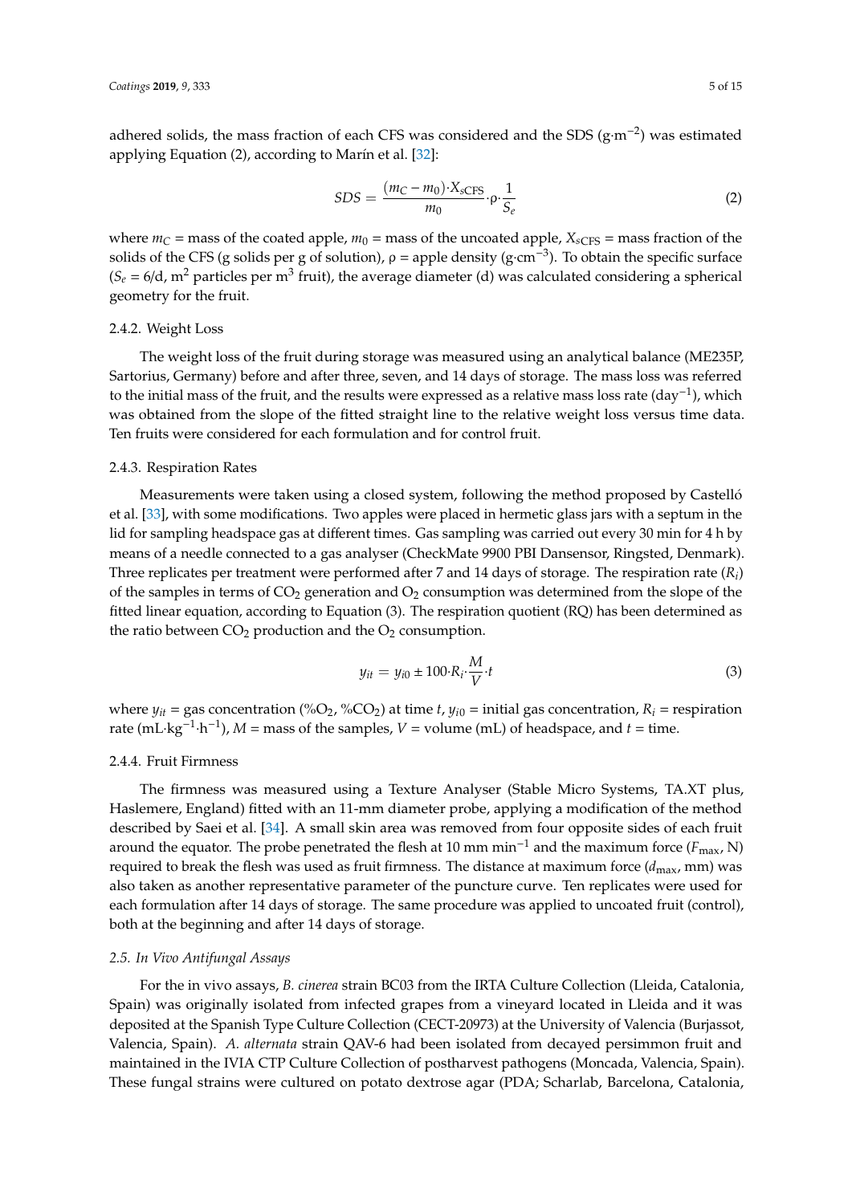adhered solids, the mass fraction of each CFS was considered and the SDS (g·m$^{-2}$) was estimated applying Equation (2), according to Marín et al. [32]:

$$SDS = \frac{(m_C - m_0) \cdot X_{sCFS}}{m_0} \cdot \rho \cdot \frac{1}{S_e} \quad (2)$$

where $m_C$ = mass of the coated apple, $m_0$ = mass of the uncoated apple, $X_{sCFS}$ = mass fraction of the solids of the CFS (g solids per g of solution), ρ = apple density (g·cm$^{-3}$). To obtain the specific surface ($S_e$ = 6/d, m$^2$ particles per m$^3$ fruit), the average diameter (d) was calculated considering a spherical geometry for the fruit.

### 2.4.2. Weight Loss

The weight loss of the fruit during storage was measured using an analytical balance (ME235P, Sartorius, Germany) before and after three, seven, and 14 days of storage. The mass loss was referred to the initial mass of the fruit, and the results were expressed as a relative mass loss rate (day$^{-1}$), which was obtained from the slope of the fitted straight line to the relative weight loss versus time data. Ten fruits were considered for each formulation and for control fruit.

### 2.4.3. Respiration Rates

Measurements were taken using a closed system, following the method proposed by Castelló et al. [33], with some modifications. Two apples were placed in hermetic glass jars with a septum in the lid for sampling headspace gas at different times. Gas sampling was carried out every 30 min for 4 h by means of a needle connected to a gas analyser (CheckMate 9900 PBI Dansensor, Ringsted, Denmark). Three replicates per treatment were performed after 7 and 14 days of storage. The respiration rate ($R_i$) of the samples in terms of $CO_2$ generation and $O_2$ consumption was determined from the slope of the fitted linear equation, according to Equation (3). The respiration quotient (RQ) has been determined as the ratio between $CO_2$ production and the $O_2$ consumption.

$$y_{it} = y_{i0} \pm 100 \cdot R_i \cdot \frac{M}{V} \cdot t \quad (3)$$

where $y_{it}$ = gas concentration (%$O_2$, %$CO_2$) at time $t$, $y_{i0}$ = initial gas concentration, $R_i$ = respiration rate (mL·kg$^{-1}$·h$^{-1}$), $M$ = mass of the samples, $V$ = volume (mL) of headspace, and $t$ = time.

### 2.4.4. Fruit Firmness

The firmness was measured using a Texture Analyser (Stable Micro Systems, TA.XT plus, Haslemere, England) fitted with an 11-mm diameter probe, applying a modification of the method described by Saei et al. [34]. A small skin area was removed from four opposite sides of each fruit around the equator. The probe penetrated the flesh at 10 mm min$^{-1}$ and the maximum force ($F_{max}$, N) required to break the flesh was used as fruit firmness. The distance at maximum force ($d_{max}$, mm) was also taken as another representative parameter of the puncture curve. Ten replicates were used for each formulation after 14 days of storage. The same procedure was applied to uncoated fruit (control), both at the beginning and after 14 days of storage.

### *2.5. In Vivo Antifungal Assays*

For the in vivo assays, *B. cinerea* strain BC03 from the IRTA Culture Collection (Lleida, Catalonia, Spain) was originally isolated from infected grapes from a vineyard located in Lleida and it was deposited at the Spanish Type Culture Collection (CECT-20973) at the University of Valencia (Burjassot, Valencia, Spain). *A. alternata* strain QAV-6 had been isolated from decayed persimmon fruit and maintained in the IVIA CTP Culture Collection of postharvest pathogens (Moncada, Valencia, Spain). These fungal strains were cultured on potato dextrose agar (PDA; Scharlab, Barcelona, Catalonia,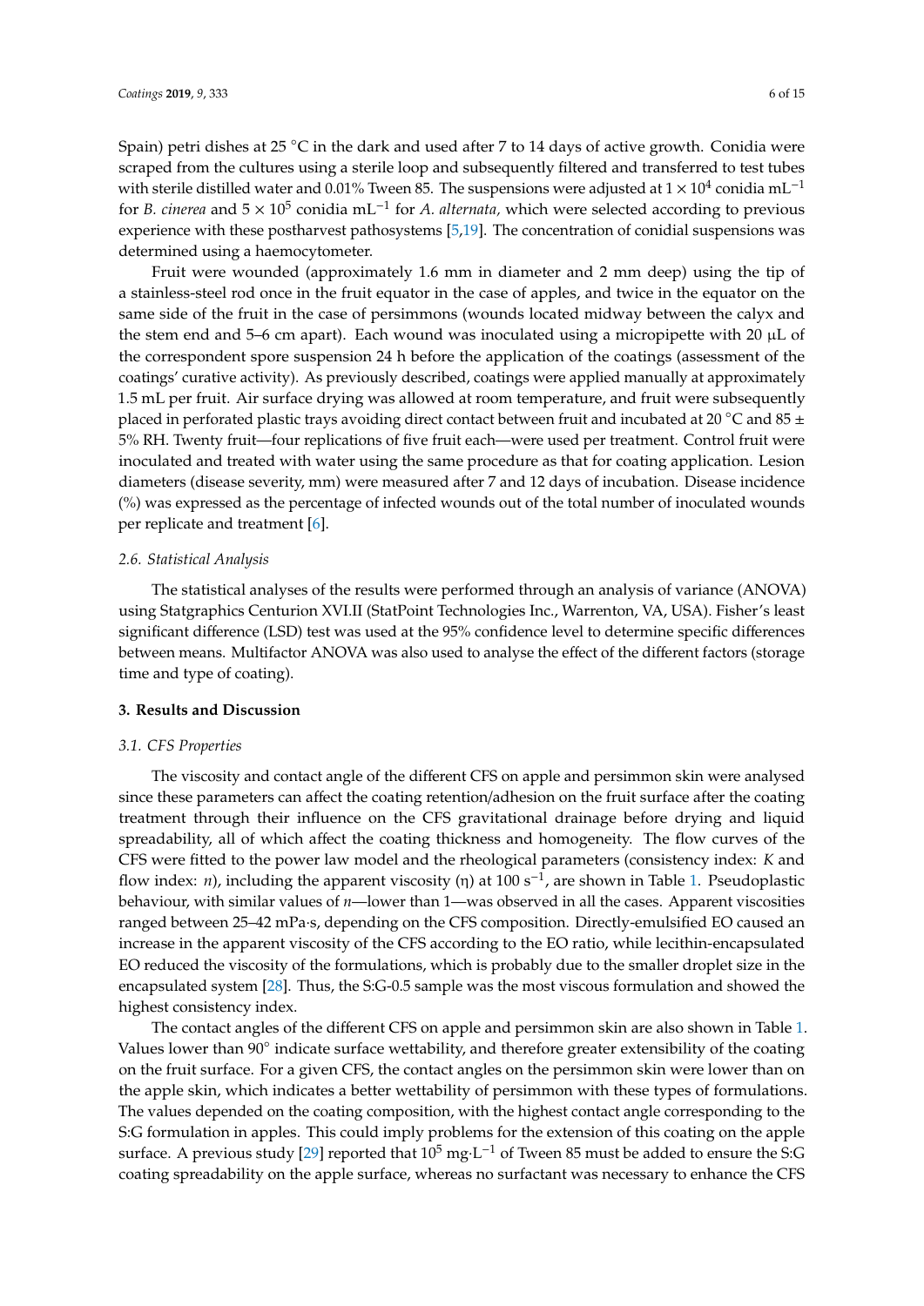Spain) petri dishes at 25 °C in the dark and used after 7 to 14 days of active growth. Conidia were scraped from the cultures using a sterile loop and subsequently filtered and transferred to test tubes with sterile distilled water and 0.01% Tween 85. The suspensions were adjusted at $1 \times 10^4$ conidia $mL^{-1}$ for *B. cinerea* and $5 \times 10^5$ conidia $mL^{-1}$ for *A. alternata,* which were selected according to previous experience with these postharvest pathosystems [5,19]. The concentration of conidial suspensions was determined using a haemocytometer.

Fruit were wounded (approximately 1.6 mm in diameter and 2 mm deep) using the tip of a stainless-steel rod once in the fruit equator in the case of apples, and twice in the equator on the same side of the fruit in the case of persimmons (wounds located midway between the calyx and the stem end and 5–6 cm apart). Each wound was inoculated using a micropipette with 20 µL of the correspondent spore suspension 24 h before the application of the coatings (assessment of the coatings' curative activity). As previously described, coatings were applied manually at approximately 1.5 mL per fruit. Air surface drying was allowed at room temperature, and fruit were subsequently placed in perforated plastic trays avoiding direct contact between fruit and incubated at 20 °C and 85 ± 5% RH. Twenty fruit—four replications of five fruit each—were used per treatment. Control fruit were inoculated and treated with water using the same procedure as that for coating application. Lesion diameters (disease severity, mm) were measured after 7 and 12 days of incubation. Disease incidence (%) was expressed as the percentage of infected wounds out of the total number of inoculated wounds per replicate and treatment [6].

### *2.6. Statistical Analysis*

The statistical analyses of the results were performed through an analysis of variance (ANOVA) using Statgraphics Centurion XVI.II (StatPoint Technologies Inc., Warrenton, VA, USA). Fisher's least significant difference (LSD) test was used at the 95% confidence level to determine specific differences between means. Multifactor ANOVA was also used to analyse the effect of the different factors (storage time and type of coating).

## **3. Results and Discussion**

### *3.1. CFS Properties*

The viscosity and contact angle of the different CFS on apple and persimmon skin were analysed since these parameters can affect the coating retention/adhesion on the fruit surface after the coating treatment through their influence on the CFS gravitational drainage before drying and liquid spreadability, all of which affect the coating thickness and homogeneity. The flow curves of the CFS were fitted to the power law model and the rheological parameters (consistency index: $K$ and flow index: $n$), including the apparent viscosity ($\eta$) at 100 $s^{-1}$, are shown in Table 1. Pseudoplastic behaviour, with similar values of $n$—lower than 1—was observed in all the cases. Apparent viscosities ranged between 25–42 mPa·s, depending on the CFS composition. Directly-emulsified EO caused an increase in the apparent viscosity of the CFS according to the EO ratio, while lecithin-encapsulated EO reduced the viscosity of the formulations, which is probably due to the smaller droplet size in the encapsulated system [28]. Thus, the S:G-0.5 sample was the most viscous formulation and showed the highest consistency index.

The contact angles of the different CFS on apple and persimmon skin are also shown in Table 1. Values lower than 90° indicate surface wettability, and therefore greater extensibility of the coating on the fruit surface. For a given CFS, the contact angles on the persimmon skin were lower than on the apple skin, which indicates a better wettability of persimmon with these types of formulations. The values depended on the coating composition, with the highest contact angle corresponding to the S:G formulation in apples. This could imply problems for the extension of this coating on the apple surface. A previous study [29] reported that $10^5$ mg·$L^{-1}$ of Tween 85 must be added to ensure the S:G coating spreadability on the apple surface, whereas no surfactant was necessary to enhance the CFS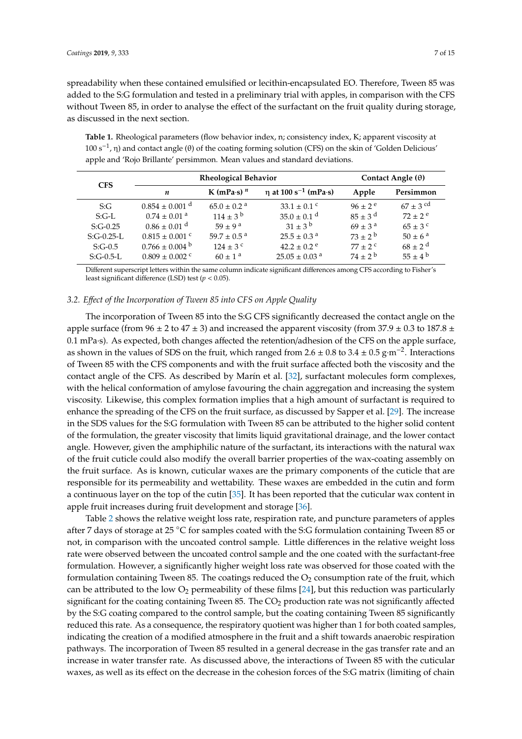spreadability when these contained emulsified or lecithin-encapsulated EO. Therefore, Tween 85 was added to the S:G formulation and tested in a preliminary trial with apples, in comparison with the CFS without Tween 85, in order to analyse the effect of the surfactant on the fruit quality during storage, as discussed in the next section.

**Table 1.** Rheological parameters (flow behavior index, n; consistency index, K; apparent viscosity at 100 $s^{-1}$, η) and contact angle (θ) of the coating forming solution (CFS) on the skin of 'Golden Delicious' apple and 'Rojo Brillante' persimmon. Mean values and standard deviations.

| CFS | Rheological Behavior | | | Contact Angle (θ) | |
|---|---|---|---|---|---|
| | *n* | K (mPa·s)$^n$ | η at 100 $s^{-1}$ (mPa·s) | Apple | Persimmon |
| S:G | $0.854 \pm 0.001^{d}$ | $65.0 \pm 0.2^{a}$ | $33.1 \pm 0.1^{c}$ | $96 \pm 2^{e}$ | $67 \pm 3^{cd}$ |
| S:G-L | $0.74 \pm 0.01^{a}$ | $114 \pm 3^{b}$ | $35.0 \pm 0.1^{d}$ | $85 \pm 3^{d}$ | $72 \pm 2^{e}$ |
| S:G-0.25 | $0.86 \pm 0.01^{d}$ | $59 \pm 9^{a}$ | $31 \pm 3^{b}$ | $69 \pm 3^{a}$ | $65 \pm 3^{c}$ |
| S:G-0.25-L | $0.815 \pm 0.001^{c}$ | $59.7 \pm 0.5^{a}$ | $25.5 \pm 0.3^{a}$ | $73 \pm 2^{b}$ | $50 \pm 6^{a}$ |
| S:G-0.5 | $0.766 \pm 0.004^{b}$ | $124 \pm 3^{c}$ | $42.2 \pm 0.2^{e}$ | $77 \pm 2^{c}$ | $68 \pm 2^{d}$ |
| S:G-0.5-L | $0.809 \pm 0.002^{c}$ | $60 \pm 1^{a}$ | $25.05 \pm 0.03^{a}$ | $74 \pm 2^{b}$ | $55 \pm 4^{b}$ |

Different superscript letters within the same column indicate significant differences among CFS according to Fisher's least significant difference (LSD) test ($p < 0.05$).

### 3.2. Effect of the Incorporation of Tween 85 into CFS on Apple Quality

The incorporation of Tween 85 into the S:G CFS significantly decreased the contact angle on the apple surface (from 96 ± 2 to 47 ± 3) and increased the apparent viscosity (from 37.9 ± 0.3 to 187.8 ± 0.1 mPa·s). As expected, both changes affected the retention/adhesion of the CFS on the apple surface, as shown in the values of SDS on the fruit, which ranged from 2.6 ± 0.8 to 3.4 ± 0.5 g·$m^{-2}$. Interactions of Tween 85 with the CFS components and with the fruit surface affected both the viscosity and the contact angle of the CFS. As described by Marín et al. [32], surfactant molecules form complexes, with the helical conformation of amylose favouring the chain aggregation and increasing the system viscosity. Likewise, this complex formation implies that a high amount of surfactant is required to enhance the spreading of the CFS on the fruit surface, as discussed by Sapper et al. [29]. The increase in the SDS values for the S:G formulation with Tween 85 can be attributed to the higher solid content of the formulation, the greater viscosity that limits liquid gravitational drainage, and the lower contact angle. However, given the amphiphilic nature of the surfactant, its interactions with the natural wax of the fruit cuticle could also modify the overall barrier properties of the wax-coating assembly on the fruit surface. As is known, cuticular waxes are the primary components of the cuticle that are responsible for its permeability and wettability. These waxes are embedded in the cutin and form a continuous layer on the top of the cutin [35]. It has been reported that the cuticular wax content in apple fruit increases during fruit development and storage [36].

Table 2 shows the relative weight loss rate, respiration rate, and puncture parameters of apples after 7 days of storage at 25 °C for samples coated with the S:G formulation containing Tween 85 or not, in comparison with the uncoated control sample. Little differences in the relative weight loss rate were observed between the uncoated control sample and the one coated with the surfactant-free formulation. However, a significantly higher weight loss rate was observed for those coated with the formulation containing Tween 85. The coatings reduced the $O_2$ consumption rate of the fruit, which can be attributed to the low $O_2$ permeability of these films [24], but this reduction was particularly significant for the coating containing Tween 85. The $CO_2$ production rate was not significantly affected by the S:G coating compared to the control sample, but the coating containing Tween 85 significantly reduced this rate. As a consequence, the respiratory quotient was higher than 1 for both coated samples, indicating the creation of a modified atmosphere in the fruit and a shift towards anaerobic respiration pathways. The incorporation of Tween 85 resulted in a general decrease in the gas transfer rate and an increase in water transfer rate. As discussed above, the interactions of Tween 85 with the cuticular waxes, as well as its effect on the decrease in the cohesion forces of the S:G matrix (limiting of chain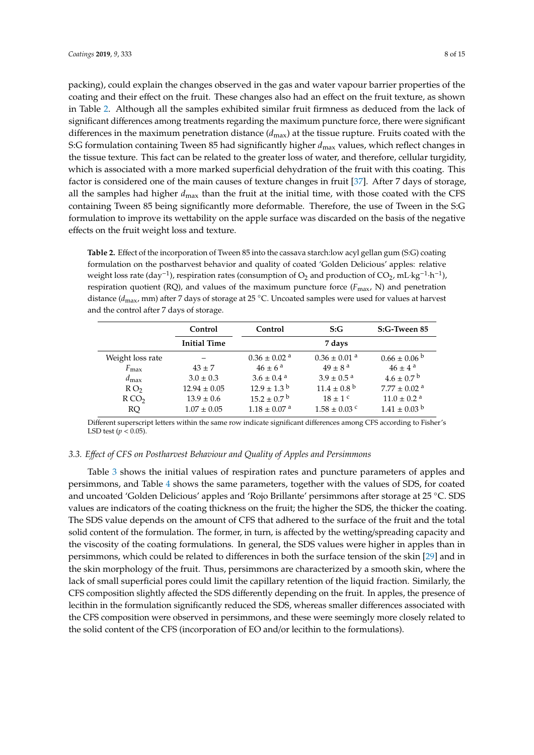packing), could explain the changes observed in the gas and water vapour barrier properties of the coating and their effect on the fruit. These changes also had an effect on the fruit texture, as shown in Table 2. Although all the samples exhibited similar fruit firmness as deduced from the lack of significant differences among treatments regarding the maximum puncture force, there were significant differences in the maximum penetration distance ($d_{max}$) at the tissue rupture. Fruits coated with the S:G formulation containing Tween 85 had significantly higher $d_{max}$ values, which reflect changes in the tissue texture. This fact can be related to the greater loss of water, and therefore, cellular turgidity, which is associated with a more marked superficial dehydration of the fruit with this coating. This factor is considered one of the main causes of texture changes in fruit [37]. After 7 days of storage, all the samples had higher $d_{max}$ than the fruit at the initial time, with those coated with the CFS containing Tween 85 being significantly more deformable. Therefore, the use of Tween in the S:G formulation to improve its wettability on the apple surface was discarded on the basis of the negative effects on the fruit weight loss and texture.

**Table 2.** Effect of the incorporation of Tween 85 into the cassava starch:low acyl gellan gum (S:G) coating formulation on the postharvest behavior and quality of coated 'Golden Delicious' apples: relative weight loss rate (day$^{-1}$), respiration rates (consumption of $O_2$ and production of $CO_2$, mL·kg$^{-1}$·h$^{-1}$), respiration quotient (RQ), and values of the maximum puncture force ($F_{max}$, N) and penetration distance ($d_{max}$, mm) after 7 days of storage at 25 °C. Uncoated samples were used for values at harvest and the control after 7 days of storage.

| | Control | Control | S:G | S:G-Tween 85 |
|---|---|---|---|---|
| | Initial Time | 7 days | | |
| Weight loss rate | – | 0.36 ± 0.02 $^{a}$ | 0.36 ± 0.01 $^{a}$ | 0.66 ± 0.06 $^{b}$ |
| $F_{max}$ | 43 ± 7 | 46 ± 6 $^{a}$ | 49 ± 8 $^{a}$ | 46 ± 4 $^{a}$ |
| $d_{max}$ | 3.0 ± 0.3 | 3.6 ± 0.4 $^{a}$ | 3.9 ± 0.5 $^{a}$ | 4.6 ± 0.7 $^{b}$ |
| R $O_2$ | 12.94 ± 0.05 | 12.9 ± 1.3 $^{b}$ | 11.4 ± 0.8 $^{b}$ | 7.77 ± 0.02 $^{a}$ |
| R $CO_2$ | 13.9 ± 0.6 | 15.2 ± 0.7 $^{b}$ | 18 ± 1 $^{c}$ | 11.0 ± 0.2 $^{a}$ |
| RQ | 1.07 ± 0.05 | 1.18 ± 0.07 $^{a}$ | 1.58 ± 0.03 $^{c}$ | 1.41 ± 0.03 $^{b}$ |

Different superscript letters within the same row indicate significant differences among CFS according to Fisher's LSD test ($p < 0.05$).

### 3.3. Effect of CFS on Postharvest Behaviour and Quality of Apples and Persimmons

Table 3 shows the initial values of respiration rates and puncture parameters of apples and persimmons, and Table 4 shows the same parameters, together with the values of SDS, for coated and uncoated 'Golden Delicious' apples and 'Rojo Brillante' persimmons after storage at 25 °C. SDS values are indicators of the coating thickness on the fruit; the higher the SDS, the thicker the coating. The SDS value depends on the amount of CFS that adhered to the surface of the fruit and the total solid content of the formulation. The former, in turn, is affected by the wetting/spreading capacity and the viscosity of the coating formulations. In general, the SDS values were higher in apples than in persimmons, which could be related to differences in both the surface tension of the skin [29] and in the skin morphology of the fruit. Thus, persimmons are characterized by a smooth skin, where the lack of small superficial pores could limit the capillary retention of the liquid fraction. Similarly, the CFS composition slightly affected the SDS differently depending on the fruit. In apples, the presence of lecithin in the formulation significantly reduced the SDS, whereas smaller differences associated with the CFS composition were observed in persimmons, and these were seemingly more closely related to the solid content of the CFS (incorporation of EO and/or lecithin to the formulations).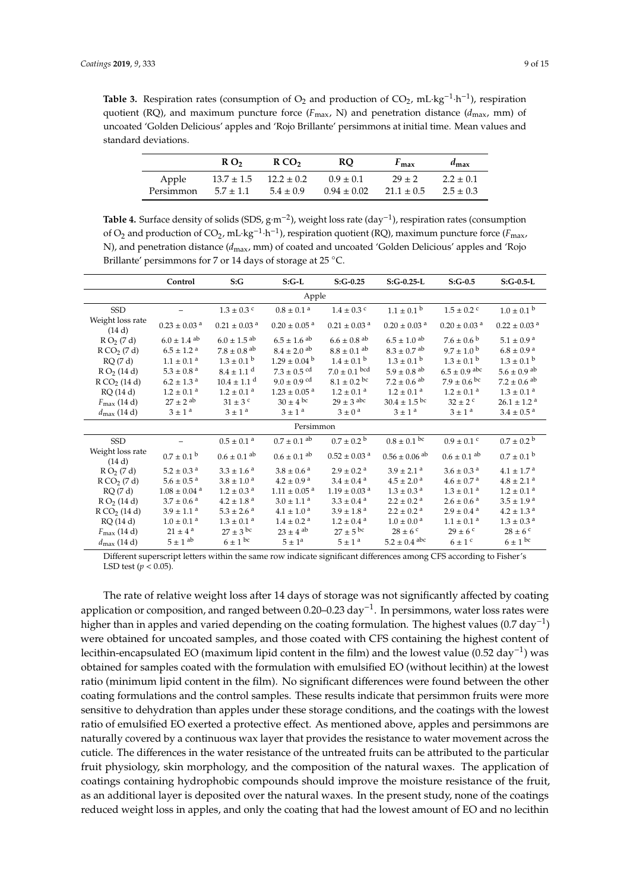**Table 3.** Respiration rates (consumption of $O_2$ and production of $CO_2$, $mL \cdot kg^{-1} \cdot h^{-1}$), respiration quotient (RQ), and maximum puncture force ($F_{max}$, N) and penetration distance ($d_{max}$, mm) of uncoated 'Golden Delicious' apples and 'Rojo Brillante' persimmons at initial time. Mean values and standard deviations.

| | R $O_2$ | R $CO_2$ | RQ | $F_{max}$ | $d_{max}$ |
|---|---|---|---|---|---|
| Apple | 13.7 ± 1.5 | 12.2 ± 0.2 | 0.9 ± 0.1 | 29 ± 2 | 2.2 ± 0.1 |
| Persimmon | 5.7 ± 1.1 | 5.4 ± 0.9 | 0.94 ± 0.02 | 21.1 ± 0.5 | 2.5 ± 0.3 |

**Table 4.** Surface density of solids (SDS, $g \cdot m^{-2}$), weight loss rate ($day^{-1}$), respiration rates (consumption of $O_2$ and production of $CO_2$, $mL \cdot kg^{-1} \cdot h^{-1}$), respiration quotient (RQ), maximum puncture force ($F_{max}$, N), and penetration distance ($d_{max}$, mm) of coated and uncoated 'Golden Delicious' apples and 'Rojo Brillante' persimmons for 7 or 14 days of storage at 25 °C.

| | Control | S:G | S:G-L | S:G-0.25 | S:G-0.25-L | S:G-0.5 | S:G-0.5-L |
|---|---|---|---|---|---|---|---|
| **Apple** | | | | | | | |
| SSD | – | 1.3 ± 0.3 [c] | 0.8 ± 0.1 [a] | 1.4 ± 0.3 [c] | 1.1 ± 0.1 [b] | 1.5 ± 0.2 [c] | 1.0 ± 0.1 [b] |
| Weight loss rate (14 d) | 0.23 ± 0.03 [a] | 0.21 ± 0.03 [a] | 0.20 ± 0.05 [a] | 0.21 ± 0.03 [a] | 0.20 ± 0.03 [a] | 0.20 ± 0.03 [a] | 0.22 ± 0.03 [a] |
| R $O_2$ (7 d) | 6.0 ± 1.4 [ab] | 6.0 ± 1.5 [ab] | 6.5 ± 1.6 [ab] | 6.6 ± 0.8 [ab] | 6.5 ± 1.0 [ab] | 7.6 ± 0.6 [b] | 5.1 ± 0.9 [a] |
| R $CO_2$ (7 d) | 6.5 ± 1.2 [a] | 7.8 ± 0.8 [ab] | 8.4 ± 2.0 [ab] | 8.8 ± 0.1 [ab] | 8.3 ± 0.7 [ab] | 9.7 ± 1.0 [b] | 6.8 ± 0.9 [a] |
| RQ (7 d) | 1.1 ± 0.1 [a] | 1.3 ± 0.1 [b] | 1.29 ± 0.04 [b] | 1.4 ± 0.1 [b] | 1.3 ± 0.1 [b] | 1.3 ± 0.1 [b] | 1.3 ± 0.1 [b] |
| R $O_2$ (14 d) | 5.3 ± 0.8 [a] | 8.4 ± 1.1 [d] | 7.3 ± 0.5 [cd] | 7.0 ± 0.1 [bcd] | 5.9 ± 0.8 [ab] | 6.5 ± 0.9 [abc] | 5.6 ± 0.9 [ab] |
| R $CO_2$ (14 d) | 6.2 ± 1.3 [a] | 10.4 ± 1.1 [d] | 9.0 ± 0.9 [cd] | 8.1 ± 0.2 [bc] | 7.2 ± 0.6 [ab] | 7.9 ± 0.6 [bc] | 7.2 ± 0.6 [ab] |
| RQ (14 d) | 1.2 ± 0.1 [a] | 1.2 ± 0.1 [a] | 1.23 ± 0.05 [a] | 1.2 ± 0.1 [a] | 1.2 ± 0.1 [a] | 1.2 ± 0.1 [a] | 1.3 ± 0.1 [a] |
| $F_{max}$ (14 d) | 27 ± 2 [ab] | 31 ± 3 [c] | 30 ± 4 [bc] | 29 ± 3 [abc] | 30.4 ± 1.5 [bc] | 32 ± 2 [c] | 26.1 ± 1.2 [a] |
| $d_{max}$ (14 d) | 3 ± 1 [a] | 3 ± 1 [a] | 3 ± 1 [a] | 3 ± 0 [a] | 3 ± 1 [a] | 3 ± 1 [a] | 3.4 ± 0.5 [a] |
| **Persimmon** | | | | | | | |
| SSD | – | 0.5 ± 0.1 [a] | 0.7 ± 0.1 [ab] | 0.7 ± 0.2 [b] | 0.8 ± 0.1 [bc] | 0.9 ± 0.1 [c] | 0.7 ± 0.2 [b] |
| Weight loss rate (14 d) | 0.7 ± 0.1 [b] | 0.6 ± 0.1 [ab] | 0.6 ± 0.1 [ab] | 0.52 ± 0.03 [a] | 0.56 ± 0.06 [ab] | 0.6 ± 0.1 [ab] | 0.7 ± 0.1 [b] |
| R $O_2$ (7 d) | 5.2 ± 0.3 [a] | 3.3 ± 1.6 [a] | 3.8 ± 0.6 [a] | 2.9 ± 0.2 [a] | 3.9 ± 2.1 [a] | 3.6 ± 0.3 [a] | 4.1 ± 1.7 [a] |
| R $CO_2$ (7 d) | 5.6 ± 0.5 [a] | 3.8 ± 1.0 [a] | 4.2 ± 0.9 [a] | 3.4 ± 0.4 [a] | 4.5 ± 2.0 [a] | 4.6 ± 0.7 [a] | 4.8 ± 2.1 [a] |
| RQ (7 d) | 1.08 ± 0.04 [a] | 1.2 ± 0.3 [a] | 1.11 ± 0.05 [a] | 1.19 ± 0.03 [a] | 1.3 ± 0.3 [a] | 1.3 ± 0.1 [a] | 1.2 ± 0.1 [a] |
| R $O_2$ (14 d) | 3.7 ± 0.6 [a] | 4.2 ± 1.8 [a] | 3.0 ± 1.1 [a] | 3.3 ± 0.4 [a] | 2.2 ± 0.2 [a] | 2.6 ± 0.6 [a] | 3.5 ± 1.9 [a] |
| R $CO_2$ (14 d) | 3.9 ± 1.1 [a] | 5.3 ± 2.6 [a] | 4.1 ± 1.0 [a] | 3.9 ± 1.8 [a] | 2.2 ± 0.2 [a] | 2.9 ± 0.4 [a] | 4.2 ± 1.3 [a] |
| RQ (14 d) | 1.0 ± 0.1 [a] | 1.3 ± 0.1 [a] | 1.4 ± 0.2 [a] | 1.2 ± 0.4 [a] | 1.0 ± 0.0 [a] | 1.1 ± 0.1 [a] | 1.3 ± 0.3 [a] |
| $F_{max}$ (14 d) | 21 ± 4 [a] | 27 ± 3 [bc] | 23 ± 4 [ab] | 27 ± 5 [bc] | 28 ± 6 [c] | 29 ± 6 [c] | 28 ± 6 [c] |
| $d_{max}$ (14 d) | 5 ± 1 [ab] | 6 ± 1 [bc] | 5 ± 1 [a] | 5 ± 1 [a] | 5.2 ± 0.4 [abc] | 6 ± 1 [c] | 6 ± 1 [bc] |

Different superscript letters within the same row indicate significant differences among CFS according to Fisher's LSD test ($p < 0.05$).

The rate of relative weight loss after 14 days of storage was not significantly affected by coating application or composition, and ranged between 0.20–0.23 $day^{-1}$. In persimmons, water loss rates were higher than in apples and varied depending on the coating formulation. The highest values (0.7 $day^{-1}$) were obtained for uncoated samples, and those coated with CFS containing the highest content of lecithin-encapsulated EO (maximum lipid content in the film) and the lowest value (0.52 $day^{-1}$) was obtained for samples coated with the formulation with emulsified EO (without lecithin) at the lowest ratio (minimum lipid content in the film). No significant differences were found between the other coating formulations and the control samples. These results indicate that persimmon fruits were more sensitive to dehydration than apples under these storage conditions, and the coatings with the lowest ratio of emulsified EO exerted a protective effect. As mentioned above, apples and persimmons are naturally covered by a continuous wax layer that provides the resistance to water movement across the cuticle. The differences in the water resistance of the untreated fruits can be attributed to the particular fruit physiology, skin morphology, and the composition of the natural waxes. The application of coatings containing hydrophobic compounds should improve the moisture resistance of the fruit, as an additional layer is deposited over the natural waxes. In the present study, none of the coatings reduced weight loss in apples, and only the coating that had the lowest amount of EO and no lecithin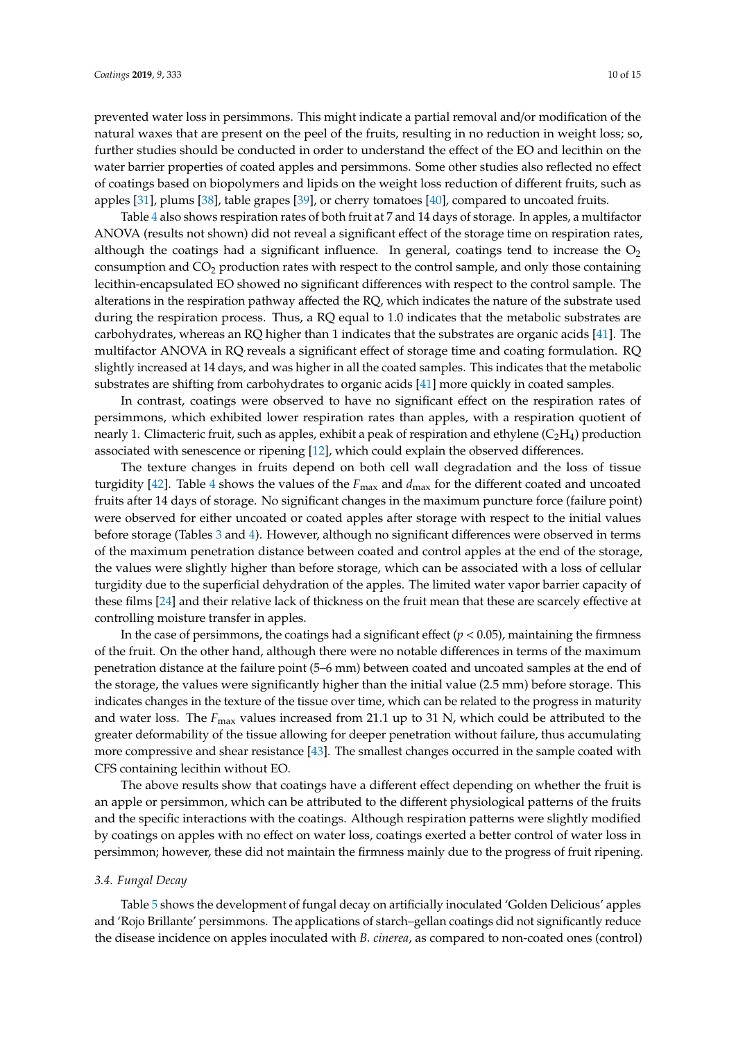prevented water loss in persimmons. This might indicate a partial removal and/or modification of the natural waxes that are present on the peel of the fruits, resulting in no reduction in weight loss; so, further studies should be conducted in order to understand the effect of the EO and lecithin on the water barrier properties of coated apples and persimmons. Some other studies also reflected no effect of coatings based on biopolymers and lipids on the weight loss reduction of different fruits, such as apples [31], plums [38], table grapes [39], or cherry tomatoes [40], compared to uncoated fruits.

Table 4 also shows respiration rates of both fruit at 7 and 14 days of storage. In apples, a multifactor ANOVA (results not shown) did not reveal a significant effect of the storage time on respiration rates, although the coatings had a significant influence. In general, coatings tend to increase the $O_2$ consumption and $CO_2$ production rates with respect to the control sample, and only those containing lecithin-encapsulated EO showed no significant differences with respect to the control sample. The alterations in the respiration pathway affected the RQ, which indicates the nature of the substrate used during the respiration process. Thus, a RQ equal to 1.0 indicates that the metabolic substrates are carbohydrates, whereas an RQ higher than 1 indicates that the substrates are organic acids [41]. The multifactor ANOVA in RQ reveals a significant effect of storage time and coating formulation. RQ slightly increased at 14 days, and was higher in all the coated samples. This indicates that the metabolic substrates are shifting from carbohydrates to organic acids [41] more quickly in coated samples.

In contrast, coatings were observed to have no significant effect on the respiration rates of persimmons, which exhibited lower respiration rates than apples, with a respiration quotient of nearly 1. Climacteric fruit, such as apples, exhibit a peak of respiration and ethylene ($C_2H_4$) production associated with senescence or ripening [12], which could explain the observed differences.

The texture changes in fruits depend on both cell wall degradation and the loss of tissue turgidity [42]. Table 4 shows the values of the $F_{max}$ and $d_{max}$ for the different coated and uncoated fruits after 14 days of storage. No significant changes in the maximum puncture force (failure point) were observed for either uncoated or coated apples after storage with respect to the initial values before storage (Tables 3 and 4). However, although no significant differences were observed in terms of the maximum penetration distance between coated and control apples at the end of the storage, the values were slightly higher than before storage, which can be associated with a loss of cellular turgidity due to the superficial dehydration of the apples. The limited water vapor barrier capacity of these films [24] and their relative lack of thickness on the fruit mean that these are scarcely effective at controlling moisture transfer in apples.

In the case of persimmons, the coatings had a significant effect ($p < 0.05$), maintaining the firmness of the fruit. On the other hand, although there were no notable differences in terms of the maximum penetration distance at the failure point (5–6 mm) between coated and uncoated samples at the end of the storage, the values were significantly higher than the initial value (2.5 mm) before storage. This indicates changes in the texture of the tissue over time, which can be related to the progress in maturity and water loss. The $F_{max}$ values increased from 21.1 up to 31 N, which could be attributed to the greater deformability of the tissue allowing for deeper penetration without failure, thus accumulating more compressive and shear resistance [43]. The smallest changes occurred in the sample coated with CFS containing lecithin without EO.

The above results show that coatings have a different effect depending on whether the fruit is an apple or persimmon, which can be attributed to the different physiological patterns of the fruits and the specific interactions with the coatings. Although respiration patterns were slightly modified by coatings on apples with no effect on water loss, coatings exerted a better control of water loss in persimmon; however, these did not maintain the firmness mainly due to the progress of fruit ripening.

### 3.4. Fungal Decay

Table 5 shows the development of fungal decay on artificially inoculated 'Golden Delicious' apples and 'Rojo Brillante' persimmons. The applications of starch–gellan coatings did not significantly reduce the disease incidence on apples inoculated with *B. cinerea*, as compared to non-coated ones (control)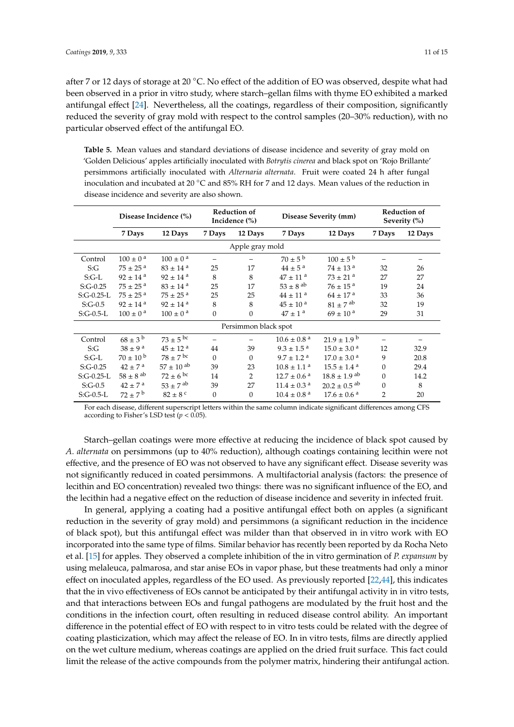after 7 or 12 days of storage at 20 °C. No effect of the addition of EO was observed, despite what had been observed in a prior in vitro study, where starch–gellan films with thyme EO exhibited a marked antifungal effect [24]. Nevertheless, all the coatings, regardless of their composition, significantly reduced the severity of gray mold with respect to the control samples (20–30% reduction), with no particular observed effect of the antifungal EO.

**Table 5.** Mean values and standard deviations of disease incidence and severity of gray mold on 'Golden Delicious' apples artificially inoculated with *Botrytis cinerea* and black spot on 'Rojo Brillante' persimmons artificially inoculated with *Alternaria alternata*. Fruit were coated 24 h after fungal inoculation and incubated at 20 °C and 85% RH for 7 and 12 days. Mean values of the reduction in disease incidence and severity are also shown.

| | Disease Incidence (%) | | Reduction of Incidence (%) | | Disease Severity (mm) | | Reduction of Severity (%) | |
|---|---|---|---|---|---|---|---|---|
| | 7 Days | 12 Days | 7 Days | 12 Days | 7 Days | 12 Days | 7 Days | 12 Days |
| Apple gray mold | | | | | | | | |
| Control | $100 \pm 0$ [a] | $100 \pm 0$ [a] | – | – | $70 \pm 5$ [b] | $100 \pm 5$ [b] | – | – |
| S:G | $75 \pm 25$ [a] | $83 \pm 14$ [a] | 25 | 17 | $44 \pm 5$ [a] | $74 \pm 13$ [a] | 32 | 26 |
| S:G-L | $92 \pm 14$ [a] | $92 \pm 14$ [a] | 8 | 8 | $47 \pm 11$ [a] | $73 \pm 21$ [a] | 27 | 27 |
| S:G-0.25 | $75 \pm 25$ [a] | $83 \pm 14$ [a] | 25 | 17 | $53 \pm 8$ [ab] | $76 \pm 15$ [a] | 19 | 24 |
| S:G-0.25-L | $75 \pm 25$ [a] | $75 \pm 25$ [a] | 25 | 25 | $44 \pm 11$ [a] | $64 \pm 17$ [a] | 33 | 36 |
| S:G-0.5 | $92 \pm 14$ [a] | $92 \pm 14$ [a] | 8 | 8 | $45 \pm 10$ [a] | $81 \pm 7$ [ab] | 32 | 19 |
| S:G-0.5-L | $100 \pm 0$ [a] | $100 \pm 0$ [a] | 0 | 0 | $47 \pm 1$ [a] | $69 \pm 10$ [a] | 29 | 31 |
| Persimmon black spot | | | | | | | | |
| Control | $68 \pm 3$ [b] | $73 \pm 5$ [bc] | – | – | $10.6 \pm 0.8$ [a] | $21.9 \pm 1.9$ [b] | – | – |
| S:G | $38 \pm 9$ [a] | $45 \pm 12$ [a] | 44 | 39 | $9.3 \pm 1.5$ [a] | $15.0 \pm 3.0$ [a] | 12 | 32.9 |
| S:G-L | $70 \pm 10$ [b] | $78 \pm 7$ [bc] | 0 | 0 | $9.7 \pm 1.2$ [a] | $17.0 \pm 3.0$ [a] | 9 | 20.8 |
| S:G-0.25 | $42 \pm 7$ [a] | $57 \pm 10$ [ab] | 39 | 23 | $10.8 \pm 1.1$ [a] | $15.5 \pm 1.4$ [a] | 0 | 29.4 |
| S:G-0.25-L | $58 \pm 8$ [ab] | $72 \pm 6$ [bc] | 14 | 2 | $12.7 \pm 0.6$ [a] | $18.8 \pm 1.9$ [ab] | 0 | 14.2 |
| S:G-0.5 | $42 \pm 7$ [a] | $53 \pm 7$ [ab] | 39 | 27 | $11.4 \pm 0.3$ [a] | $20.2 \pm 0.5$ [ab] | 0 | 8 |
| S:G-0.5-L | $72 \pm 7$ [b] | $82 \pm 8$ [c] | 0 | 0 | $10.4 \pm 0.8$ [a] | $17.6 \pm 0.6$ [a] | 2 | 20 |

For each disease, different superscript letters within the same column indicate significant differences among CFS according to Fisher's LSD test ($p < 0.05$).

Starch–gellan coatings were more effective at reducing the incidence of black spot caused by *A. alternata* on persimmons (up to 40% reduction), although coatings containing lecithin were not effective, and the presence of EO was not observed to have any significant effect. Disease severity was not significantly reduced in coated persimmons. A multifactorial analysis (factors: the presence of lecithin and EO concentration) revealed two things: there was no significant influence of the EO, and the lecithin had a negative effect on the reduction of disease incidence and severity in infected fruit.

In general, applying a coating had a positive antifungal effect both on apples (a significant reduction in the severity of gray mold) and persimmons (a significant reduction in the incidence of black spot), but this antifungal effect was milder than that observed in in vitro work with EO incorporated into the same type of films. Similar behavior has recently been reported by da Rocha Neto et al. [15] for apples. They observed a complete inhibition of the in vitro germination of *P. expansum* by using melaleuca, palmarosa, and star anise EOs in vapor phase, but these treatments had only a minor effect on inoculated apples, regardless of the EO used. As previously reported [22,44], this indicates that the in vivo effectiveness of EOs cannot be anticipated by their antifungal activity in in vitro tests, and that interactions between EOs and fungal pathogens are modulated by the fruit host and the conditions in the infection court, often resulting in reduced disease control ability. An important difference in the potential effect of EO with respect to in vitro tests could be related with the degree of coating plasticization, which may affect the release of EO. In in vitro tests, films are directly applied on the wet culture medium, whereas coatings are applied on the dried fruit surface. This fact could limit the release of the active compounds from the polymer matrix, hindering their antifungal action.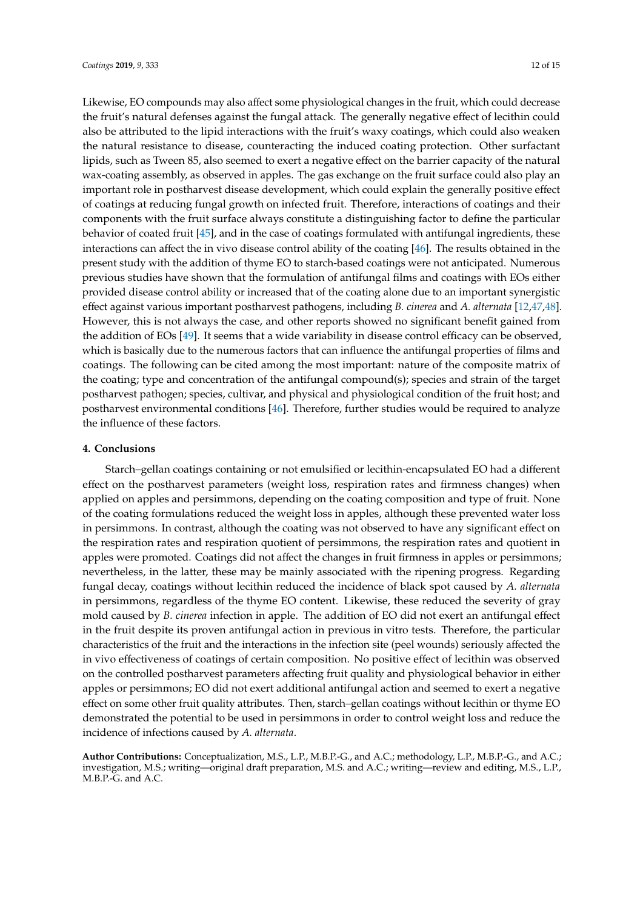Likewise, EO compounds may also affect some physiological changes in the fruit, which could decrease the fruit's natural defenses against the fungal attack. The generally negative effect of lecithin could also be attributed to the lipid interactions with the fruit's waxy coatings, which could also weaken the natural resistance to disease, counteracting the induced coating protection. Other surfactant lipids, such as Tween 85, also seemed to exert a negative effect on the barrier capacity of the natural wax-coating assembly, as observed in apples. The gas exchange on the fruit surface could also play an important role in postharvest disease development, which could explain the generally positive effect of coatings at reducing fungal growth on infected fruit. Therefore, interactions of coatings and their components with the fruit surface always constitute a distinguishing factor to define the particular behavior of coated fruit [45], and in the case of coatings formulated with antifungal ingredients, these interactions can affect the in vivo disease control ability of the coating [46]. The results obtained in the present study with the addition of thyme EO to starch-based coatings were not anticipated. Numerous previous studies have shown that the formulation of antifungal films and coatings with EOs either provided disease control ability or increased that of the coating alone due to an important synergistic effect against various important postharvest pathogens, including *B. cinerea* and *A. alternata* [12,47,48]. However, this is not always the case, and other reports showed no significant benefit gained from the addition of EOs [49]. It seems that a wide variability in disease control efficacy can be observed, which is basically due to the numerous factors that can influence the antifungal properties of films and coatings. The following can be cited among the most important: nature of the composite matrix of the coating; type and concentration of the antifungal compound(s); species and strain of the target postharvest pathogen; species, cultivar, and physical and physiological condition of the fruit host; and postharvest environmental conditions [46]. Therefore, further studies would be required to analyze the influence of these factors.

## 4. Conclusions

Starch–gellan coatings containing or not emulsified or lecithin-encapsulated EO had a different effect on the postharvest parameters (weight loss, respiration rates and firmness changes) when applied on apples and persimmons, depending on the coating composition and type of fruit. None of the coating formulations reduced the weight loss in apples, although these prevented water loss in persimmons. In contrast, although the coating was not observed to have any significant effect on the respiration rates and respiration quotient of persimmons, the respiration rates and quotient in apples were promoted. Coatings did not affect the changes in fruit firmness in apples or persimmons; nevertheless, in the latter, these may be mainly associated with the ripening progress. Regarding fungal decay, coatings without lecithin reduced the incidence of black spot caused by *A. alternata* in persimmons, regardless of the thyme EO content. Likewise, these reduced the severity of gray mold caused by *B. cinerea* infection in apple. The addition of EO did not exert an antifungal effect in the fruit despite its proven antifungal action in previous in vitro tests. Therefore, the particular characteristics of the fruit and the interactions in the infection site (peel wounds) seriously affected the in vivo effectiveness of coatings of certain composition. No positive effect of lecithin was observed on the controlled postharvest parameters affecting fruit quality and physiological behavior in either apples or persimmons; EO did not exert additional antifungal action and seemed to exert a negative effect on some other fruit quality attributes. Then, starch–gellan coatings without lecithin or thyme EO demonstrated the potential to be used in persimmons in order to control weight loss and reduce the incidence of infections caused by *A. alternata*.

**Author Contributions:** Conceptualization, M.S., L.P., M.B.P.-G., and A.C.; methodology, L.P., M.B.P.-G., and A.C.; investigation, M.S.; writing—original draft preparation, M.S. and A.C.; writing—review and editing, M.S., L.P., M.B.P.-G. and A.C.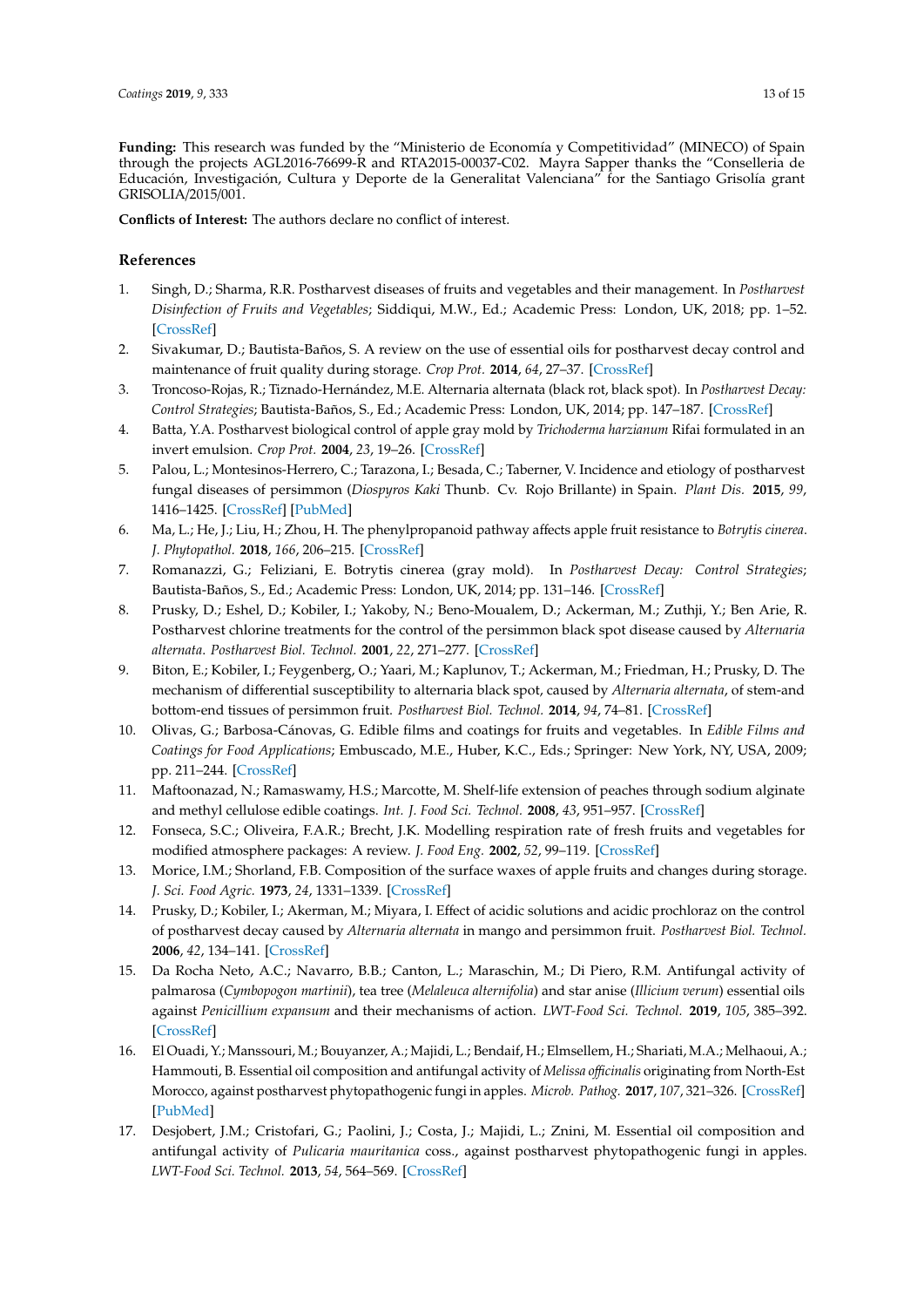**Funding:** This research was funded by the "Ministerio de Economía y Competitividad" (MINECO) of Spain through the projects AGL2016-76699-R and RTA2015-00037-C02. Mayra Sapper thanks the "Conselleria de Educación, Investigación, Cultura y Deporte de la Generalitat Valenciana" for the Santiago Grisolía grant GRISOLIA/2015/001.

**Conflicts of Interest:** The authors declare no conflict of interest.

## References

1. Singh, D.; Sharma, R.R. Postharvest diseases of fruits and vegetables and their management. In *Postharvest Disinfection of Fruits and Vegetables*; Siddiqui, M.W., Ed.; Academic Press: London, UK, 2018; pp. 1–52. [CrossRef]
2. Sivakumar, D.; Bautista-Baños, S. A review on the use of essential oils for postharvest decay control and maintenance of fruit quality during storage. *Crop Prot.* **2014**, *64*, 27–37. [CrossRef]
3. Troncoso-Rojas, R.; Tiznado-Hernández, M.E. Alternaria alternata (black rot, black spot). In *Postharvest Decay: Control Strategies*; Bautista-Baños, S., Ed.; Academic Press: London, UK, 2014; pp. 147–187. [CrossRef]
4. Batta, Y.A. Postharvest biological control of apple gray mold by *Trichoderma harzianum* Rifai formulated in an invert emulsion. *Crop Prot.* **2004**, *23*, 19–26. [CrossRef]
5. Palou, L.; Montesinos-Herrero, C.; Tarazona, I.; Besada, C.; Taberner, V. Incidence and etiology of postharvest fungal diseases of persimmon (*Diospyros Kaki* Thunb. Cv. Rojo Brillante) in Spain. *Plant Dis.* **2015**, *99*, 1416–1425. [CrossRef] [PubMed]
6. Ma, L.; He, J.; Liu, H.; Zhou, H. The phenylpropanoid pathway affects apple fruit resistance to *Botrytis cinerea*. *J. Phytopathol.* **2018**, *166*, 206–215. [CrossRef]
7. Romanazzi, G.; Feliziani, E. Botrytis cinerea (gray mold). In *Postharvest Decay: Control Strategies*; Bautista-Baños, S., Ed.; Academic Press: London, UK, 2014; pp. 131–146. [CrossRef]
8. Prusky, D.; Eshel, D.; Kobiler, I.; Yakoby, N.; Beno-Moualem, D.; Ackerman, M.; Zuthji, Y.; Ben Arie, R. Postharvest chlorine treatments for the control of the persimmon black spot disease caused by *Alternaria alternata*. *Postharvest Biol. Technol.* **2001**, *22*, 271–277. [CrossRef]
9. Biton, E.; Kobiler, I.; Feygenberg, O.; Yaari, M.; Kaplunov, T.; Ackerman, M.; Friedman, H.; Prusky, D. The mechanism of differential susceptibility to alternaria black spot, caused by *Alternaria alternata*, of stem-and bottom-end tissues of persimmon fruit. *Postharvest Biol. Technol.* **2014**, *94*, 74–81. [CrossRef]
10. Olivas, G.; Barbosa-Cánovas, G. Edible films and coatings for fruits and vegetables. In *Edible Films and Coatings for Food Applications*; Embuscado, M.E., Huber, K.C., Eds.; Springer: New York, NY, USA, 2009; pp. 211–244. [CrossRef]
11. Maftoonazad, N.; Ramaswamy, H.S.; Marcotte, M. Shelf-life extension of peaches through sodium alginate and methyl cellulose edible coatings. *Int. J. Food Sci. Technol.* **2008**, *43*, 951–957. [CrossRef]
12. Fonseca, S.C.; Oliveira, F.A.R.; Brecht, J.K. Modelling respiration rate of fresh fruits and vegetables for modified atmosphere packages: A review. *J. Food Eng.* **2002**, *52*, 99–119. [CrossRef]
13. Morice, I.M.; Shorland, F.B. Composition of the surface waxes of apple fruits and changes during storage. *J. Sci. Food Agric.* **1973**, *24*, 1331–1339. [CrossRef]
14. Prusky, D.; Kobiler, I.; Akerman, M.; Miyara, I. Effect of acidic solutions and acidic prochloraz on the control of postharvest decay caused by *Alternaria alternata* in mango and persimmon fruit. *Postharvest Biol. Technol.* **2006**, *42*, 134–141. [CrossRef]
15. Da Rocha Neto, A.C.; Navarro, B.B.; Canton, L.; Maraschin, M.; Di Piero, R.M. Antifungal activity of palmarosa (*Cymbopogon martinii*), tea tree (*Melaleuca alternifolia*) and star anise (*Illicium verum*) essential oils against *Penicillium expansum* and their mechanisms of action. *LWT-Food Sci. Technol.* **2019**, *105*, 385–392. [CrossRef]
16. El Ouadi, Y.; Manssouri, M.; Bouyanzer, A.; Majidi, L.; Bendaif, H.; Elmsellem, H.; Shariati, M.A.; Melhaoui, A.; Hammouti, B. Essential oil composition and antifungal activity of *Melissa officinalis* originating from North-Est Morocco, against postharvest phytopathogenic fungi in apples. *Microb. Pathog.* **2017**, *107*, 321–326. [CrossRef] [PubMed]
17. Desjobert, J.M.; Cristofari, G.; Paolini, J.; Costa, J.; Majidi, L.; Znini, M. Essential oil composition and antifungal activity of *Pulicaria mauritanica* coss., against postharvest phytopathogenic fungi in apples. *LWT-Food Sci. Technol.* **2013**, *54*, 564–569. [CrossRef]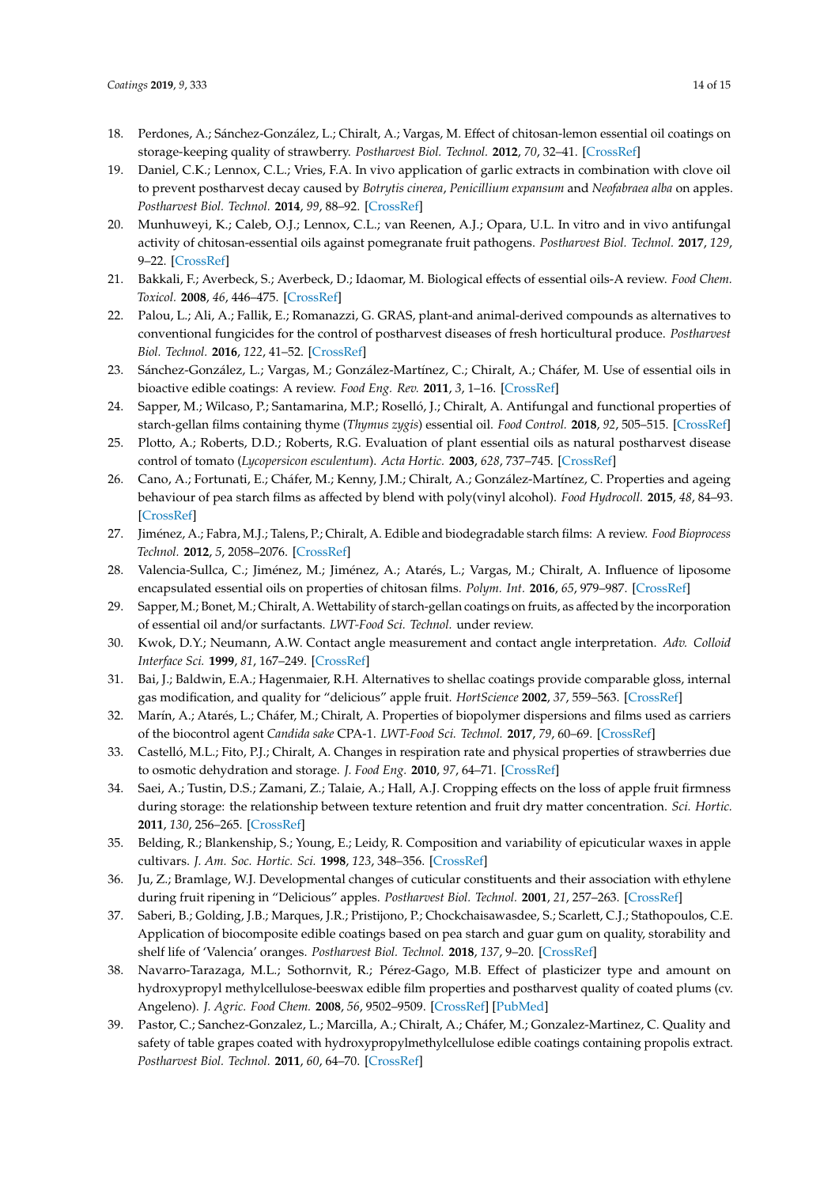18. Perdones, A.; Sánchez-González, L.; Chiralt, A.; Vargas, M. Effect of chitosan-lemon essential oil coatings on storage-keeping quality of strawberry. *Postharvest Biol. Technol.* **2012**, *70*, 32–41. [CrossRef]
19. Daniel, C.K.; Lennox, C.L.; Vries, F.A. In vivo application of garlic extracts in combination with clove oil to prevent postharvest decay caused by *Botrytis cinerea*, *Penicillium expansum* and *Neofabraea alba* on apples. *Postharvest Biol. Technol.* **2014**, *99*, 88–92. [CrossRef]
20. Munhuweyi, K.; Caleb, O.J.; Lennox, C.L.; van Reenen, A.J.; Opara, U.L. In vitro and in vivo antifungal activity of chitosan-essential oils against pomegranate fruit pathogens. *Postharvest Biol. Technol.* **2017**, *129*, 9–22. [CrossRef]
21. Bakkali, F.; Averbeck, S.; Averbeck, D.; Idaomar, M. Biological effects of essential oils-A review. *Food Chem. Toxicol.* **2008**, *46*, 446–475. [CrossRef]
22. Palou, L.; Ali, A.; Fallik, E.; Romanazzi, G. GRAS, plant-and animal-derived compounds as alternatives to conventional fungicides for the control of postharvest diseases of fresh horticultural produce. *Postharvest Biol. Technol.* **2016**, *122*, 41–52. [CrossRef]
23. Sánchez-González, L.; Vargas, M.; González-Martínez, C.; Chiralt, A.; Cháfer, M. Use of essential oils in bioactive edible coatings: A review. *Food Eng. Rev.* **2011**, *3*, 1–16. [CrossRef]
24. Sapper, M.; Wilcaso, P.; Santamarina, M.P.; Roselló, J.; Chiralt, A. Antifungal and functional properties of starch-gellan films containing thyme (*Thymus zygis*) essential oil. *Food Control.* **2018**, *92*, 505–515. [CrossRef]
25. Plotto, A.; Roberts, D.D.; Roberts, R.G. Evaluation of plant essential oils as natural postharvest disease control of tomato (*Lycopersicon esculentum*). *Acta Hortic.* **2003**, *628*, 737–745. [CrossRef]
26. Cano, A.; Fortunati, E.; Cháfer, M.; Kenny, J.M.; Chiralt, A.; González-Martínez, C. Properties and ageing behaviour of pea starch films as affected by blend with poly(vinyl alcohol). *Food Hydrocoll.* **2015**, *48*, 84–93. [CrossRef]
27. Jiménez, A.; Fabra, M.J.; Talens, P.; Chiralt, A. Edible and biodegradable starch films: A review. *Food Bioprocess Technol.* **2012**, *5*, 2058–2076. [CrossRef]
28. Valencia-Sullca, C.; Jiménez, M.; Jiménez, A.; Atarés, L.; Vargas, M.; Chiralt, A. Influence of liposome encapsulated essential oils on properties of chitosan films. *Polym. Int.* **2016**, *65*, 979–987. [CrossRef]
29. Sapper, M.; Bonet, M.; Chiralt, A. Wettability of starch-gellan coatings on fruits, as affected by the incorporation of essential oil and/or surfactants. *LWT-Food Sci. Technol.* under review.
30. Kwok, D.Y.; Neumann, A.W. Contact angle measurement and contact angle interpretation. *Adv. Colloid Interface Sci.* **1999**, *81*, 167–249. [CrossRef]
31. Bai, J.; Baldwin, E.A.; Hagenmaier, R.H. Alternatives to shellac coatings provide comparable gloss, internal gas modification, and quality for "delicious" apple fruit. *HortScience* **2002**, *37*, 559–563. [CrossRef]
32. Marín, A.; Atarés, L.; Cháfer, M.; Chiralt, A. Properties of biopolymer dispersions and films used as carriers of the biocontrol agent *Candida sake* CPA-1. *LWT-Food Sci. Technol.* **2017**, *79*, 60–69. [CrossRef]
33. Castelló, M.L.; Fito, P.J.; Chiralt, A. Changes in respiration rate and physical properties of strawberries due to osmotic dehydration and storage. *J. Food Eng.* **2010**, *97*, 64–71. [CrossRef]
34. Saei, A.; Tustin, D.S.; Zamani, Z.; Talaie, A.; Hall, A.J. Cropping effects on the loss of apple fruit firmness during storage: the relationship between texture retention and fruit dry matter concentration. *Sci. Hortic.* **2011**, *130*, 256–265. [CrossRef]
35. Belding, R.; Blankenship, S.; Young, E.; Leidy, R. Composition and variability of epicuticular waxes in apple cultivars. *J. Am. Soc. Hortic. Sci.* **1998**, *123*, 348–356. [CrossRef]
36. Ju, Z.; Bramlage, W.J. Developmental changes of cuticular constituents and their association with ethylene during fruit ripening in "Delicious" apples. *Postharvest Biol. Technol.* **2001**, *21*, 257–263. [CrossRef]
37. Saberi, B.; Golding, J.B.; Marques, J.R.; Pristijono, P.; Chockchaisawasdee, S.; Scarlett, C.J.; Stathopoulos, C.E. Application of biocomposite edible coatings based on pea starch and guar gum on quality, storability and shelf life of 'Valencia' oranges. *Postharvest Biol. Technol.* **2018**, *137*, 9–20. [CrossRef]
38. Navarro-Tarazaga, M.L.; Sothornvit, R.; Pérez-Gago, M.B. Effect of plasticizer type and amount on hydroxypropyl methylcellulose-beeswax edible film properties and postharvest quality of coated plums (cv. Angeleno). *J. Agric. Food Chem.* **2008**, *56*, 9502–9509. [CrossRef] [PubMed]
39. Pastor, C.; Sanchez-Gonzalez, L.; Marcilla, A.; Chiralt, A.; Cháfer, M.; Gonzalez-Martinez, C. Quality and safety of table grapes coated with hydroxypropylmethylcellulose edible coatings containing propolis extract. *Postharvest Biol. Technol.* **2011**, *60*, 64–70. [CrossRef]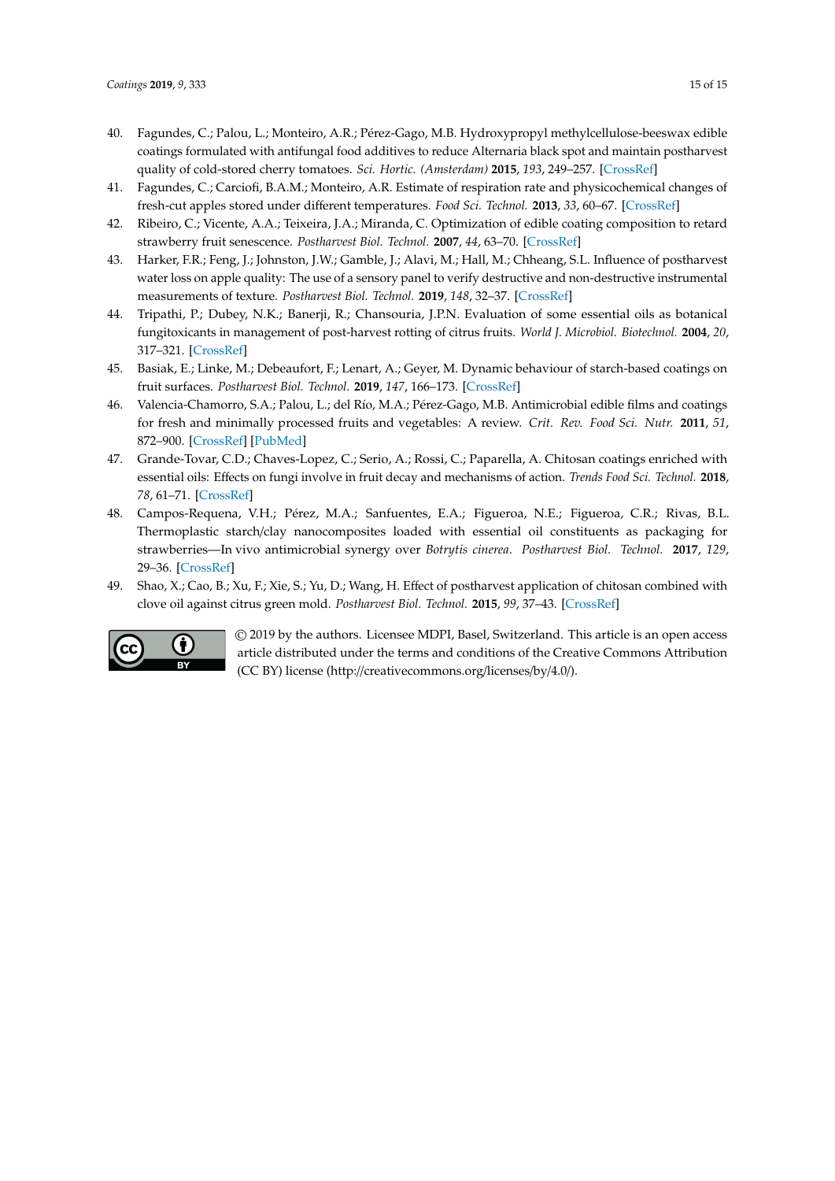40. Fagundes, C.; Palou, L.; Monteiro, A.R.; Pérez-Gago, M.B. Hydroxypropyl methylcellulose-beeswax edible coatings formulated with antifungal food additives to reduce Alternaria black spot and maintain postharvest quality of cold-stored cherry tomatoes. *Sci. Hortic. (Amsterdam)* **2015**, *193*, 249–257. [CrossRef]
41. Fagundes, C.; Carciofi, B.A.M.; Monteiro, A.R. Estimate of respiration rate and physicochemical changes of fresh-cut apples stored under different temperatures. *Food Sci. Technol.* **2013**, *33*, 60–67. [CrossRef]
42. Ribeiro, C.; Vicente, A.A.; Teixeira, J.A.; Miranda, C. Optimization of edible coating composition to retard strawberry fruit senescence. *Postharvest Biol. Technol.* **2007**, *44*, 63–70. [CrossRef]
43. Harker, F.R.; Feng, J.; Johnston, J.W.; Gamble, J.; Alavi, M.; Hall, M.; Chheang, S.L. Influence of postharvest water loss on apple quality: The use of a sensory panel to verify destructive and non-destructive instrumental measurements of texture. *Postharvest Biol. Technol.* **2019**, *148*, 32–37. [CrossRef]
44. Tripathi, P.; Dubey, N.K.; Banerji, R.; Chansouria, J.P.N. Evaluation of some essential oils as botanical fungitoxicants in management of post-harvest rotting of citrus fruits. *World J. Microbiol. Biotechnol.* **2004**, *20*, 317–321. [CrossRef]
45. Basiak, E.; Linke, M.; Debeaufort, F.; Lenart, A.; Geyer, M. Dynamic behaviour of starch-based coatings on fruit surfaces. *Postharvest Biol. Technol.* **2019**, *147*, 166–173. [CrossRef]
46. Valencia-Chamorro, S.A.; Palou, L.; del Río, M.A.; Pérez-Gago, M.B. Antimicrobial edible films and coatings for fresh and minimally processed fruits and vegetables: A review. *Crit. Rev. Food Sci. Nutr.* **2011**, *51*, 872–900. [CrossRef] [PubMed]
47. Grande-Tovar, C.D.; Chaves-Lopez, C.; Serio, A.; Rossi, C.; Paparella, A. Chitosan coatings enriched with essential oils: Effects on fungi involve in fruit decay and mechanisms of action. *Trends Food Sci. Technol.* **2018**, *78*, 61–71. [CrossRef]
48. Campos-Requena, V.H.; Pérez, M.A.; Sanfuentes, E.A.; Figueroa, N.E.; Figueroa, C.R.; Rivas, B.L. Thermoplastic starch/clay nanocomposites loaded with essential oil constituents as packaging for strawberries—In vivo antimicrobial synergy over *Botrytis cinerea*. *Postharvest Biol. Technol.* **2017**, *129*, 29–36. [CrossRef]
49. Shao, X.; Cao, B.; Xu, F.; Xie, S.; Yu, D.; Wang, H. Effect of postharvest application of chitosan combined with clove oil against citrus green mold. *Postharvest Biol. Technol.* **2015**, *99*, 37–43. [CrossRef]

© 2019 by the authors. Licensee MDPI, Basel, Switzerland. This article is an open access article distributed under the terms and conditions of the Creative Commons Attribution (CC BY) license (http://creativecommons.org/licenses/by/4.0/).